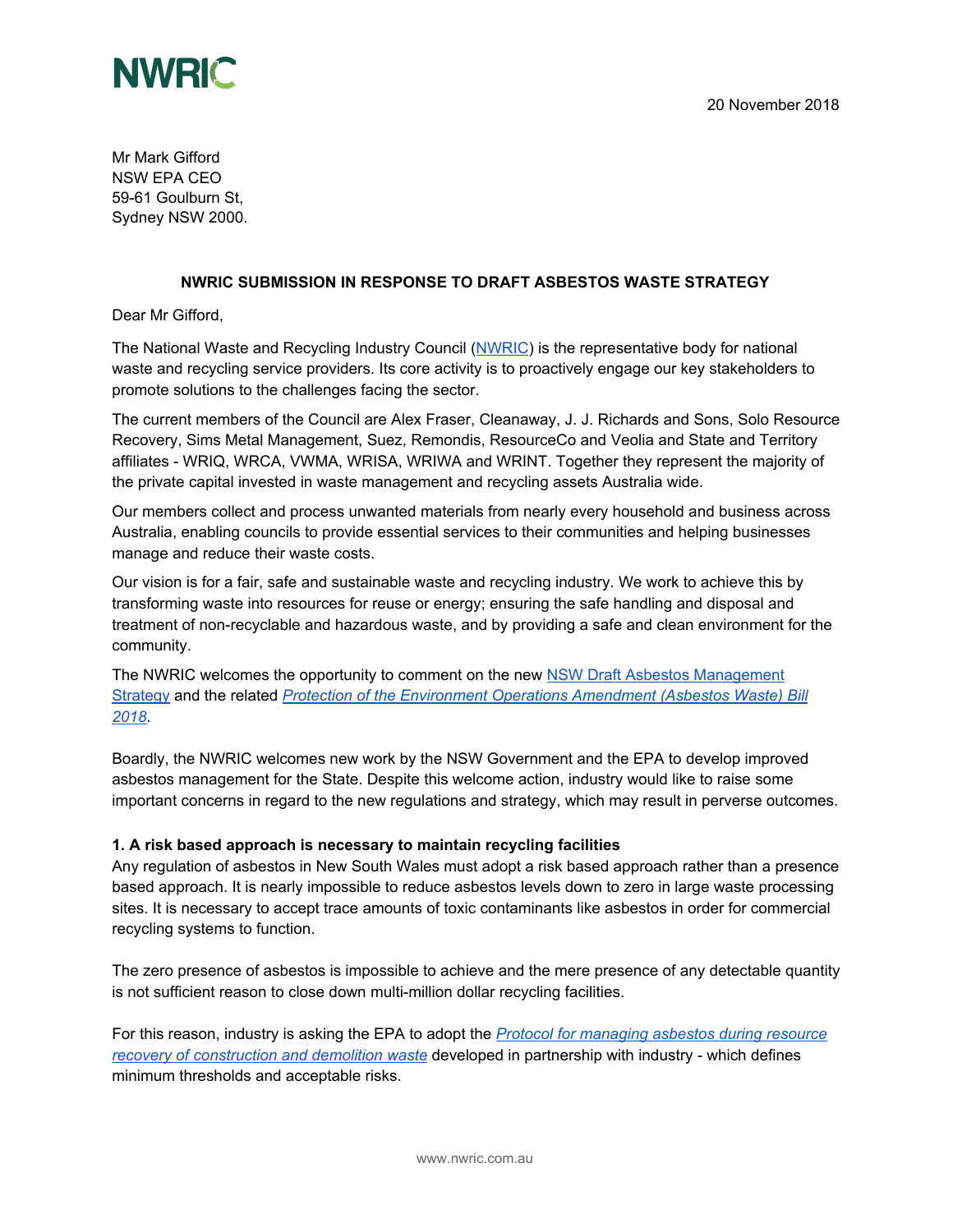NWRIC

20 November 2018

Mr Mark Gifford
NSW EPA CEO
59-61 Goulburn St,
Sydney NSW 2000.

**NWRIC SUBMISSION IN RESPONSE TO DRAFT ASBESTOS WASTE STRATEGY**

Dear Mr Gifford,

The National Waste and Recycling Industry Council (NWRIC) is the representative body for national waste and recycling service providers. Its core activity is to proactively engage our key stakeholders to promote solutions to the challenges facing the sector.

The current members of the Council are Alex Fraser, Cleanaway, J. J. Richards and Sons, Solo Resource Recovery, Sims Metal Management, Suez, Remondis, ResourceCo and Veolia and State and Territory affiliates - WRIQ, WRCA, VWMA, WRISA, WRIWA and WRINT. Together they represent the majority of the private capital invested in waste management and recycling assets Australia wide.

Our members collect and process unwanted materials from nearly every household and business across Australia, enabling councils to provide essential services to their communities and helping businesses manage and reduce their waste costs.

Our vision is for a fair, safe and sustainable waste and recycling industry. We work to achieve this by transforming waste into resources for reuse or energy; ensuring the safe handling and disposal and treatment of non-recyclable and hazardous waste, and by providing a safe and clean environment for the community.

The NWRIC welcomes the opportunity to comment on the new NSW Draft Asbestos Management Strategy and the related *Protection of the Environment Operations Amendment (Asbestos Waste) Bill 2018*.

Boardly, the NWRIC welcomes new work by the NSW Government and the EPA to develop improved asbestos management for the State. Despite this welcome action, industry would like to raise some important concerns in regard to the new regulations and strategy, which may result in perverse outcomes.

**1. A risk based approach is necessary to maintain recycling facilities**
Any regulation of asbestos in New South Wales must adopt a risk based approach rather than a presence based approach. It is nearly impossible to reduce asbestos levels down to zero in large waste processing sites. It is necessary to accept trace amounts of toxic contaminants like asbestos in order for commercial recycling systems to function.

The zero presence of asbestos is impossible to achieve and the mere presence of any detectable quantity is not sufficient reason to close down multi-million dollar recycling facilities.

For this reason, industry is asking the EPA to adopt the *Protocol for managing asbestos during resource recovery of construction and demolition waste* developed in partnership with industry - which defines minimum thresholds and acceptable risks.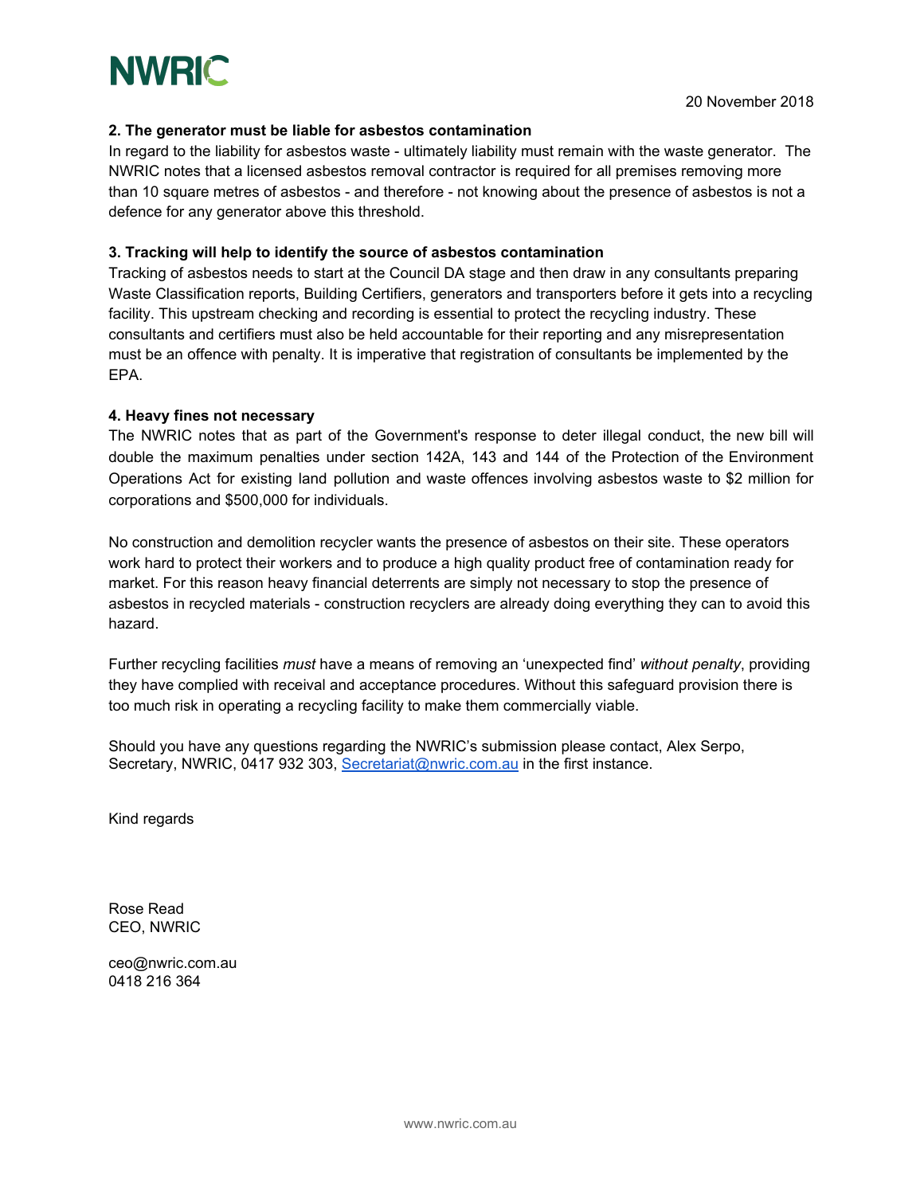20 November 2018

**2. The generator must be liable for asbestos contamination**

In regard to the liability for asbestos waste - ultimately liability must remain with the waste generator. The NWRIC notes that a licensed asbestos removal contractor is required for all premises removing more than 10 square metres of asbestos - and therefore - not knowing about the presence of asbestos is not a defence for any generator above this threshold.

**3. Tracking will help to identify the source of asbestos contamination**

Tracking of asbestos needs to start at the Council DA stage and then draw in any consultants preparing Waste Classification reports, Building Certifiers, generators and transporters before it gets into a recycling facility. This upstream checking and recording is essential to protect the recycling industry. These consultants and certifiers must also be held accountable for their reporting and any misrepresentation must be an offence with penalty. It is imperative that registration of consultants be implemented by the EPA.

**4. Heavy fines not necessary**

The NWRIC notes that as part of the Government's response to deter illegal conduct, the new bill will double the maximum penalties under section 142A, 143 and 144 of the Protection of the Environment Operations Act for existing land pollution and waste offences involving asbestos waste to $2 million for corporations and $500,000 for individuals.

No construction and demolition recycler wants the presence of asbestos on their site. These operators work hard to protect their workers and to produce a high quality product free of contamination ready for market. For this reason heavy financial deterrents are simply not necessary to stop the presence of asbestos in recycled materials - construction recyclers are already doing everything they can to avoid this hazard.

Further recycling facilities *must* have a means of removing an 'unexpected find' *without penalty*, providing they have complied with receival and acceptance procedures. Without this safeguard provision there is too much risk in operating a recycling facility to make them commercially viable.

Should you have any questions regarding the NWRIC's submission please contact, Alex Serpo, Secretary, NWRIC, 0417 932 303, Secretariat@nwric.com.au in the first instance.

Kind regards

Rose Read
CEO, NWRIC

ceo@nwric.com.au
0418 216 364